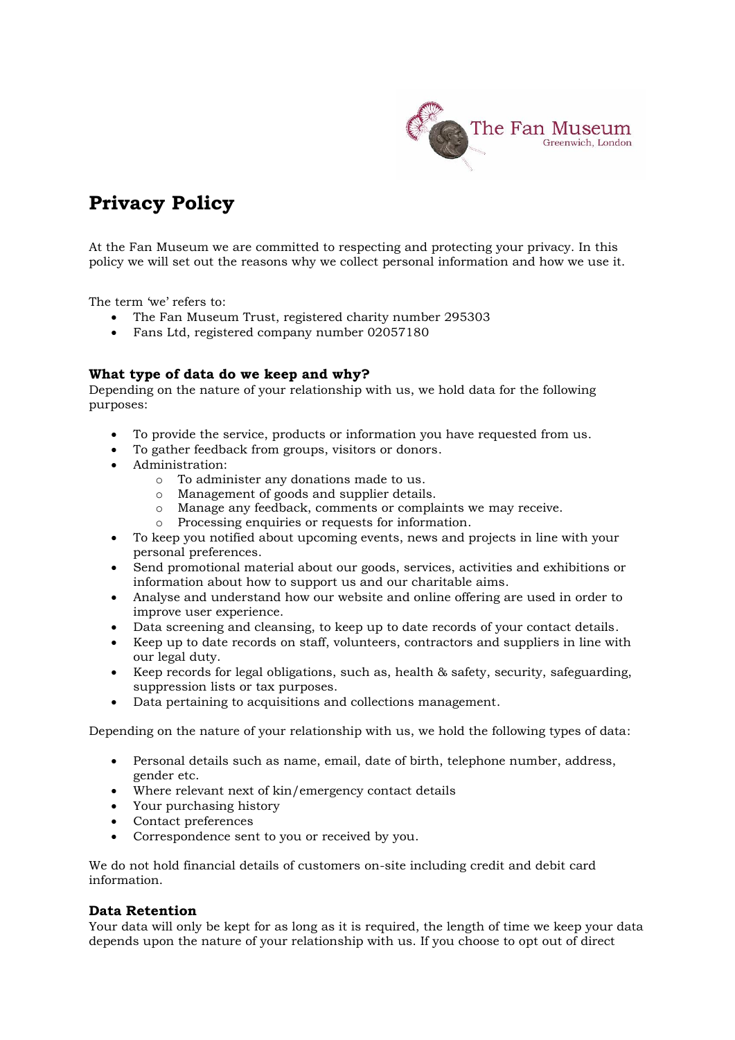# Privacy Policy

At the Fan Museum we are committed to respecting and protecting your privacy. In this policy we will set out the reasons why we collect personal information and how we use it.

The term 'we' refers to:

- The Fan Museum Trust, registered charity number 295303
- Fans Ltd, registered company number 02057180

### What type of data do we keep and why?

Depending on the nature of your relationship with us, we hold data for the following purposes:

- To provide the service, products or information you have requested from us.
- To gather feedback from groups, visitors or donors.
- Administration:
  - To administer any donations made to us.
  - Management of goods and supplier details.
  - Manage any feedback, comments or complaints we may receive.
  - Processing enquiries or requests for information.
- To keep you notified about upcoming events, news and projects in line with your personal preferences.
- Send promotional material about our goods, services, activities and exhibitions or information about how to support us and our charitable aims.
- Analyse and understand how our website and online offering are used in order to improve user experience.
- Data screening and cleansing, to keep up to date records of your contact details.
- Keep up to date records on staff, volunteers, contractors and suppliers in line with our legal duty.
- Keep records for legal obligations, such as, health & safety, security, safeguarding, suppression lists or tax purposes.
- Data pertaining to acquisitions and collections management.

Depending on the nature of your relationship with us, we hold the following types of data:

- Personal details such as name, email, date of birth, telephone number, address, gender etc.
- Where relevant next of kin/emergency contact details
- Your purchasing history
- Contact preferences
- Correspondence sent to you or received by you.

We do not hold financial details of customers on-site including credit and debit card information.

### Data Retention

Your data will only be kept for as long as it is required, the length of time we keep your data depends upon the nature of your relationship with us. If you choose to opt out of direct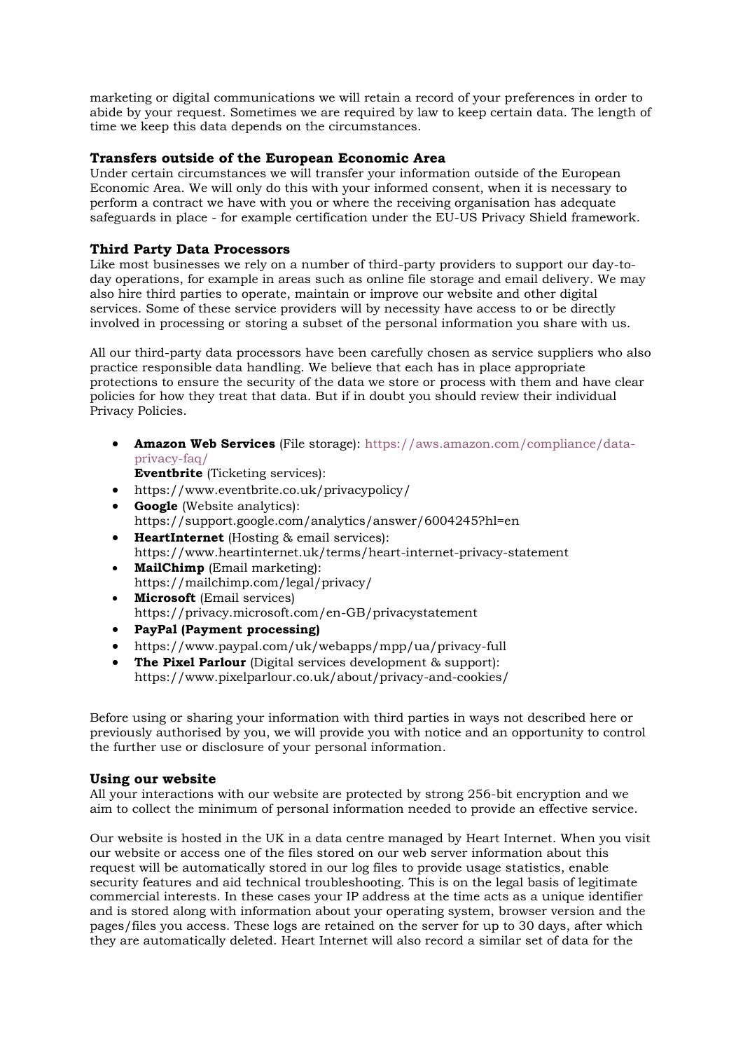marketing or digital communications we will retain a record of your preferences in order to abide by your request. Sometimes we are required by law to keep certain data. The length of time we keep this data depends on the circumstances.

### Transfers outside of the European Economic Area

Under certain circumstances we will transfer your information outside of the European Economic Area. We will only do this with your informed consent, when it is necessary to perform a contract we have with you or where the receiving organisation has adequate safeguards in place - for example certification under the EU-US Privacy Shield framework.

### Third Party Data Processors

Like most businesses we rely on a number of third-party providers to support our day-to-day operations, for example in areas such as online file storage and email delivery. We may also hire third parties to operate, maintain or improve our website and other digital services. Some of these service providers will by necessity have access to or be directly involved in processing or storing a subset of the personal information you share with us.

All our third-party data processors have been carefully chosen as service suppliers who also practice responsible data handling. We believe that each has in place appropriate protections to ensure the security of the data we store or process with them and have clear policies for how they treat that data. But if in doubt you should review their individual Privacy Policies.

- **Amazon Web Services** (File storage): https://aws.amazon.com/compliance/data-privacy-faq/
  **Eventbrite** (Ticketing services):
- https://www.eventbrite.co.uk/privacypolicy/
- **Google** (Website analytics): https://support.google.com/analytics/answer/6004245?hl=en
- **HeartInternet** (Hosting & email services): https://www.heartinternet.uk/terms/heart-internet-privacy-statement
- **MailChimp** (Email marketing): https://mailchimp.com/legal/privacy/
- **Microsoft** (Email services) https://privacy.microsoft.com/en-GB/privacystatement
- **PayPal (Payment processing)**
- https://www.paypal.com/uk/webapps/mpp/ua/privacy-full
- **The Pixel Parlour** (Digital services development & support): https://www.pixelparlour.co.uk/about/privacy-and-cookies/

Before using or sharing your information with third parties in ways not described here or previously authorised by you, we will provide you with notice and an opportunity to control the further use or disclosure of your personal information.

### Using our website

All your interactions with our website are protected by strong 256-bit encryption and we aim to collect the minimum of personal information needed to provide an effective service.

Our website is hosted in the UK in a data centre managed by Heart Internet. When you visit our website or access one of the files stored on our web server information about this request will be automatically stored in our log files to provide usage statistics, enable security features and aid technical troubleshooting. This is on the legal basis of legitimate commercial interests. In these cases your IP address at the time acts as a unique identifier and is stored along with information about your operating system, browser version and the pages/files you access. These logs are retained on the server for up to 30 days, after which they are automatically deleted. Heart Internet will also record a similar set of data for the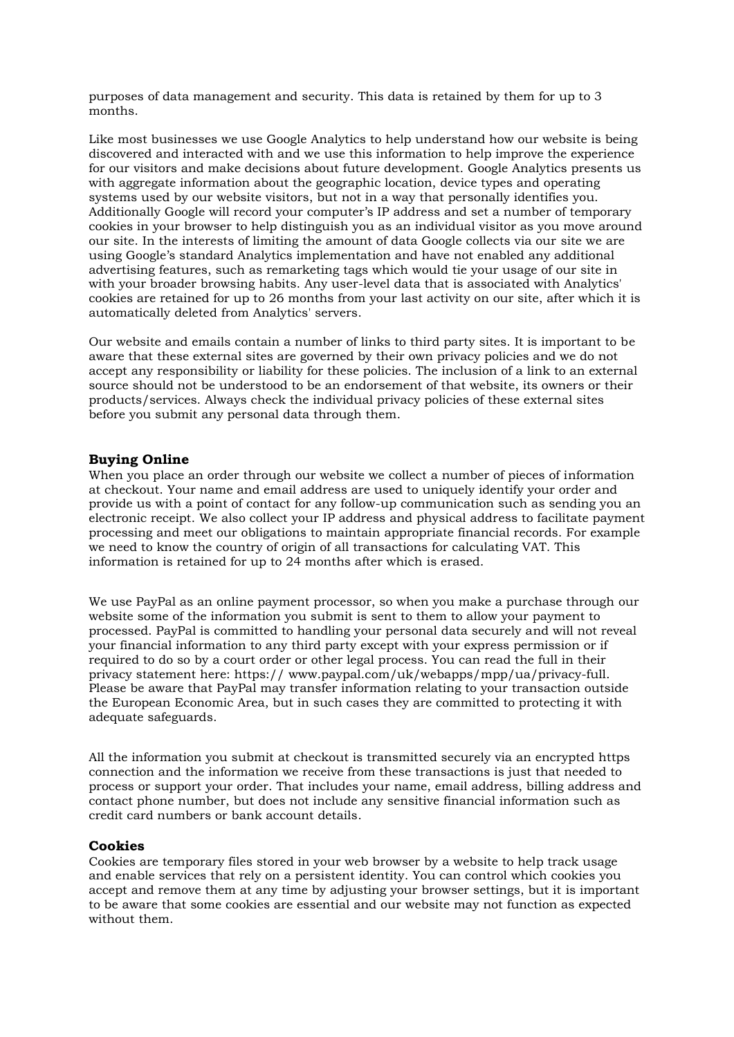purposes of data management and security. This data is retained by them for up to 3 months.

Like most businesses we use Google Analytics to help understand how our website is being discovered and interacted with and we use this information to help improve the experience for our visitors and make decisions about future development. Google Analytics presents us with aggregate information about the geographic location, device types and operating systems used by our website visitors, but not in a way that personally identifies you. Additionally Google will record your computer's IP address and set a number of temporary cookies in your browser to help distinguish you as an individual visitor as you move around our site. In the interests of limiting the amount of data Google collects via our site we are using Google's standard Analytics implementation and have not enabled any additional advertising features, such as remarketing tags which would tie your usage of our site in with your broader browsing habits. Any user-level data that is associated with Analytics' cookies are retained for up to 26 months from your last activity on our site, after which it is automatically deleted from Analytics' servers.

Our website and emails contain a number of links to third party sites. It is important to be aware that these external sites are governed by their own privacy policies and we do not accept any responsibility or liability for these policies. The inclusion of a link to an external source should not be understood to be an endorsement of that website, its owners or their products/services. Always check the individual privacy policies of these external sites before you submit any personal data through them.

**Buying Online**

When you place an order through our website we collect a number of pieces of information at checkout. Your name and email address are used to uniquely identify your order and provide us with a point of contact for any follow-up communication such as sending you an electronic receipt. We also collect your IP address and physical address to facilitate payment processing and meet our obligations to maintain appropriate financial records. For example we need to know the country of origin of all transactions for calculating VAT. This information is retained for up to 24 months after which is erased.

We use PayPal as an online payment processor, so when you make a purchase through our website some of the information you submit is sent to them to allow your payment to processed. PayPal is committed to handling your personal data securely and will not reveal your financial information to any third party except with your express permission or if required to do so by a court order or other legal process. You can read the full in their privacy statement here: https:// www.paypal.com/uk/webapps/mpp/ua/privacy-full. Please be aware that PayPal may transfer information relating to your transaction outside the European Economic Area, but in such cases they are committed to protecting it with adequate safeguards.

All the information you submit at checkout is transmitted securely via an encrypted https connection and the information we receive from these transactions is just that needed to process or support your order. That includes your name, email address, billing address and contact phone number, but does not include any sensitive financial information such as credit card numbers or bank account details.

**Cookies**

Cookies are temporary files stored in your web browser by a website to help track usage and enable services that rely on a persistent identity. You can control which cookies you accept and remove them at any time by adjusting your browser settings, but it is important to be aware that some cookies are essential and our website may not function as expected without them.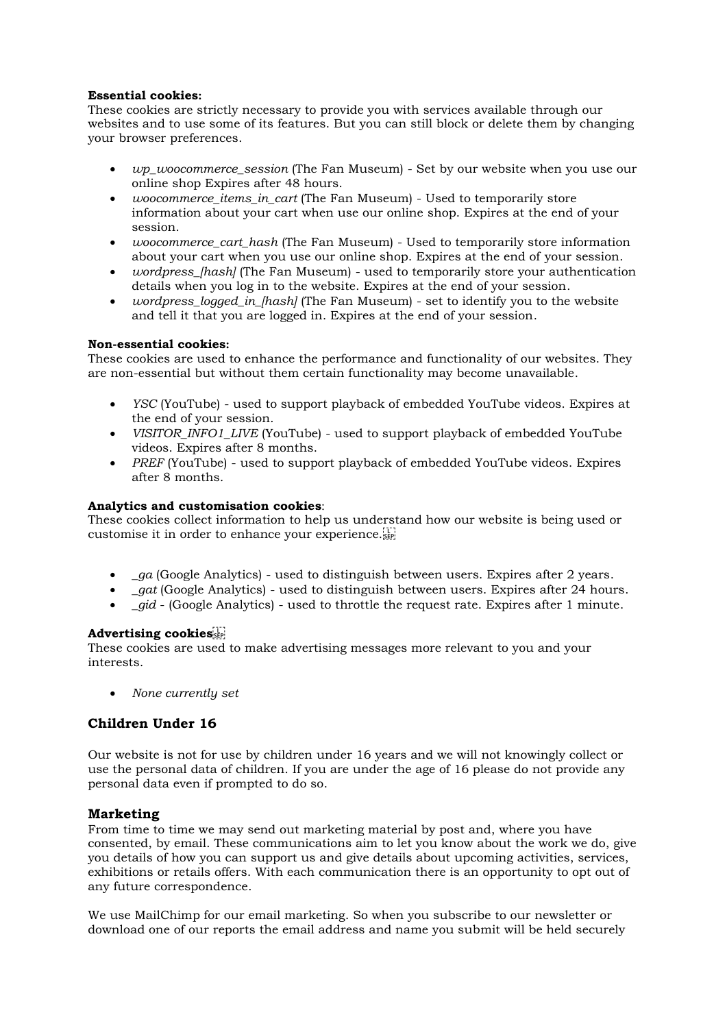**Essential cookies:**
These cookies are strictly necessary to provide you with services available through our websites and to use some of its features. But you can still block or delete them by changing your browser preferences.

- *wp_woocommerce_session* (The Fan Museum) - Set by our website when you use our online shop Expires after 48 hours.
- *woocommerce_items_in_cart* (The Fan Museum) - Used to temporarily store information about your cart when use our online shop. Expires at the end of your session.
- *woocommerce_cart_hash* (The Fan Museum) - Used to temporarily store information about your cart when you use our online shop. Expires at the end of your session.
- *wordpress_[hash]* (The Fan Museum) - used to temporarily store your authentication details when you log in to the website. Expires at the end of your session.
- *wordpress_logged_in_[hash]* (The Fan Museum) - set to identify you to the website and tell it that you are logged in. Expires at the end of your session.

**Non-essential cookies:**
These cookies are used to enhance the performance and functionality of our websites. They are non-essential but without them certain functionality may become unavailable.

- *YSC* (YouTube) - used to support playback of embedded YouTube videos. Expires at the end of your session.
- *VISITOR_INFO1_LIVE* (YouTube) - used to support playback of embedded YouTube videos. Expires after 8 months.
- *PREF* (YouTube) - used to support playback of embedded YouTube videos. Expires after 8 months.

**Analytics and customisation cookies**:
These cookies collect information to help us understand how our website is being used or customise it in order to enhance your experience.

- *_ga* (Google Analytics) - used to distinguish between users. Expires after 2 years.
- *_gat* (Google Analytics) - used to distinguish between users. Expires after 24 hours.
- *_gid* - (Google Analytics) - used to throttle the request rate. Expires after 1 minute.

**Advertising cookies**
These cookies are used to make advertising messages more relevant to you and your interests.

- *None currently set*

## Children Under 16

Our website is not for use by children under 16 years and we will not knowingly collect or use the personal data of children. If you are under the age of 16 please do not provide any personal data even if prompted to do so.

## Marketing

From time to time we may send out marketing material by post and, where you have consented, by email. These communications aim to let you know about the work we do, give you details of how you can support us and give details about upcoming activities, services, exhibitions or retails offers. With each communication there is an opportunity to opt out of any future correspondence.

We use MailChimp for our email marketing. So when you subscribe to our newsletter or download one of our reports the email address and name you submit will be held securely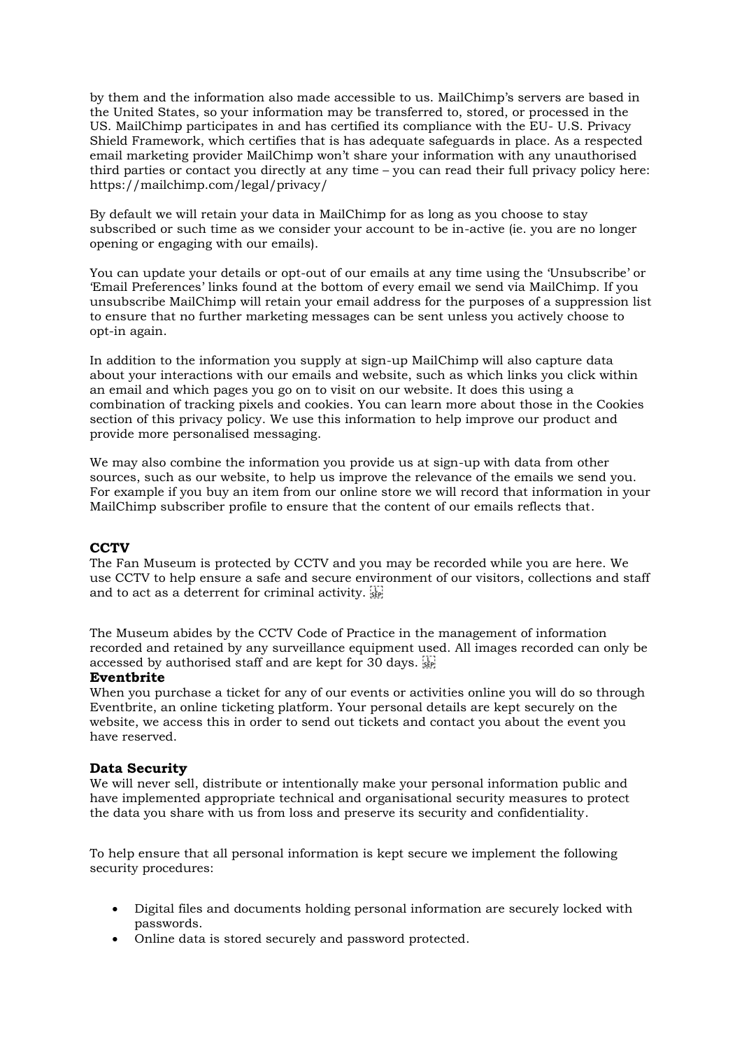by them and the information also made accessible to us. MailChimp's servers are based in the United States, so your information may be transferred to, stored, or processed in the US. MailChimp participates in and has certified its compliance with the EU- U.S. Privacy Shield Framework, which certifies that is has adequate safeguards in place. As a respected email marketing provider MailChimp won't share your information with any unauthorised third parties or contact you directly at any time – you can read their full privacy policy here: https://mailchimp.com/legal/privacy/

By default we will retain your data in MailChimp for as long as you choose to stay subscribed or such time as we consider your account to be in-active (ie. you are no longer opening or engaging with our emails).

You can update your details or opt-out of our emails at any time using the 'Unsubscribe' or 'Email Preferences' links found at the bottom of every email we send via MailChimp. If you unsubscribe MailChimp will retain your email address for the purposes of a suppression list to ensure that no further marketing messages can be sent unless you actively choose to opt-in again.

In addition to the information you supply at sign-up MailChimp will also capture data about your interactions with our emails and website, such as which links you click within an email and which pages you go on to visit on our website. It does this using a combination of tracking pixels and cookies. You can learn more about those in the Cookies section of this privacy policy. We use this information to help improve our product and provide more personalised messaging.

We may also combine the information you provide us at sign-up with data from other sources, such as our website, to help us improve the relevance of the emails we send you. For example if you buy an item from our online store we will record that information in your MailChimp subscriber profile to ensure that the content of our emails reflects that.

**CCTV**

The Fan Museum is protected by CCTV and you may be recorded while you are here. We use CCTV to help ensure a safe and secure environment of our visitors, collections and staff and to act as a deterrent for criminal activity.

The Museum abides by the CCTV Code of Practice in the management of information recorded and retained by any surveillance equipment used. All images recorded can only be accessed by authorised staff and are kept for 30 days.

**Eventbrite**

When you purchase a ticket for any of our events or activities online you will do so through Eventbrite, an online ticketing platform. Your personal details are kept securely on the website, we access this in order to send out tickets and contact you about the event you have reserved.

**Data Security**

We will never sell, distribute or intentionally make your personal information public and have implemented appropriate technical and organisational security measures to protect the data you share with us from loss and preserve its security and confidentiality.

To help ensure that all personal information is kept secure we implement the following security procedures:

- Digital files and documents holding personal information are securely locked with passwords.
- Online data is stored securely and password protected.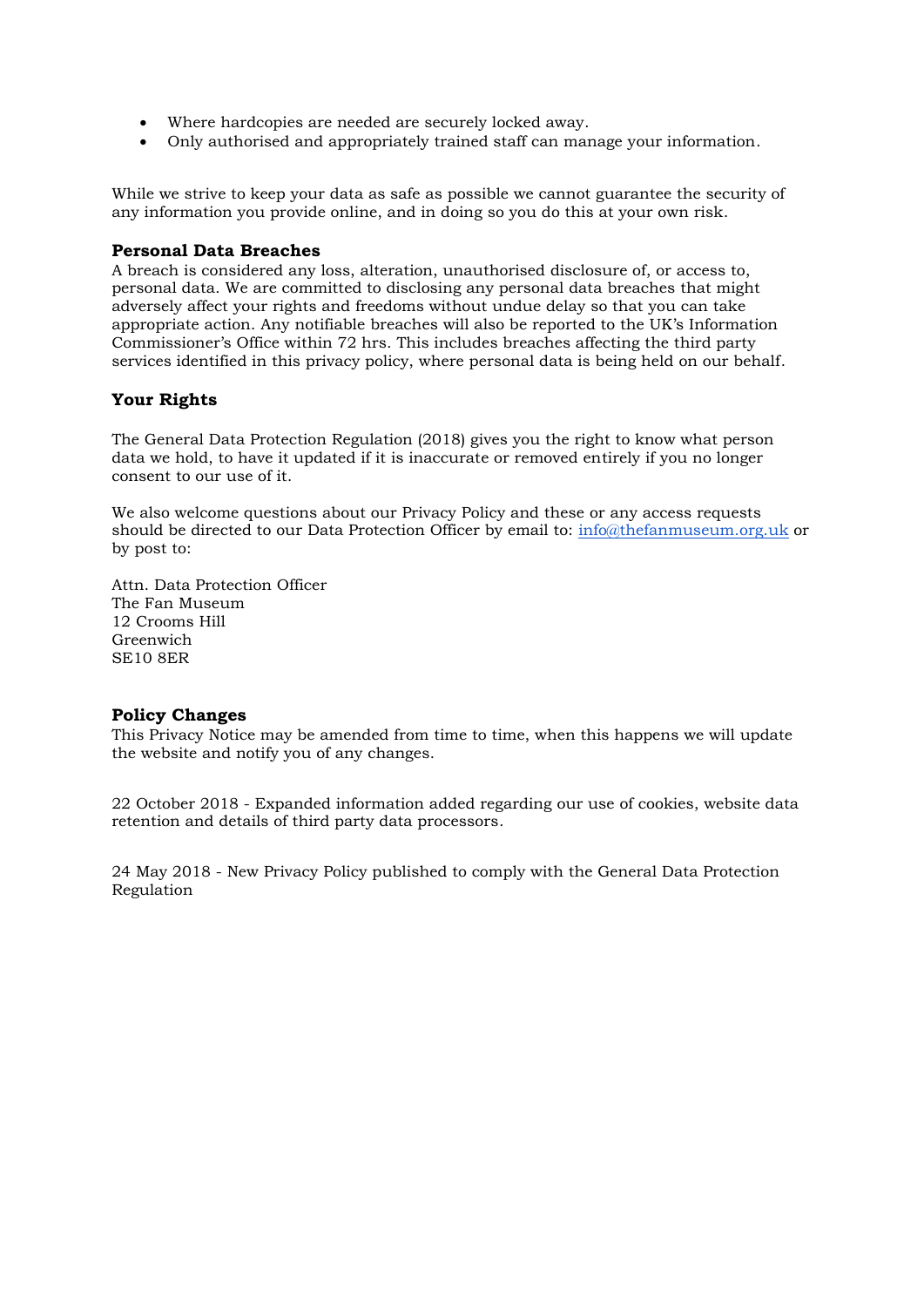- Where hardcopies are needed are securely locked away.
- Only authorised and appropriately trained staff can manage your information.

While we strive to keep your data as safe as possible we cannot guarantee the security of any information you provide online, and in doing so you do this at your own risk.

### Personal Data Breaches

A breach is considered any loss, alteration, unauthorised disclosure of, or access to, personal data. We are committed to disclosing any personal data breaches that might adversely affect your rights and freedoms without undue delay so that you can take appropriate action. Any notifiable breaches will also be reported to the UK's Information Commissioner's Office within 72 hrs. This includes breaches affecting the third party services identified in this privacy policy, where personal data is being held on our behalf.

### Your Rights

The General Data Protection Regulation (2018) gives you the right to know what person data we hold, to have it updated if it is inaccurate or removed entirely if you no longer consent to our use of it.

We also welcome questions about our Privacy Policy and these or any access requests should be directed to our Data Protection Officer by email to: info@thefanmuseum.org.uk or by post to:

Attn. Data Protection Officer
The Fan Museum
12 Crooms Hill
Greenwich
SE10 8ER

### Policy Changes

This Privacy Notice may be amended from time to time, when this happens we will update the website and notify you of any changes.

22 October 2018 - Expanded information added regarding our use of cookies, website data retention and details of third party data processors.

24 May 2018 - New Privacy Policy published to comply with the General Data Protection Regulation